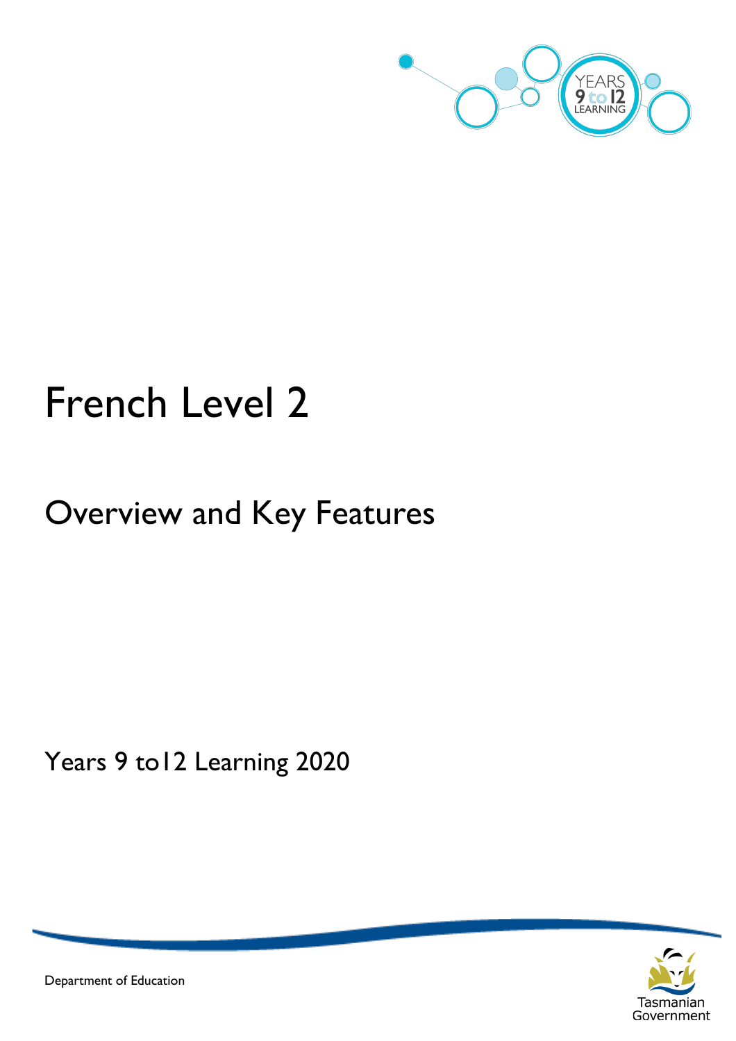# French Level 2

## Overview and Key Features

Years 9 to12 Learning 2020

Department of Education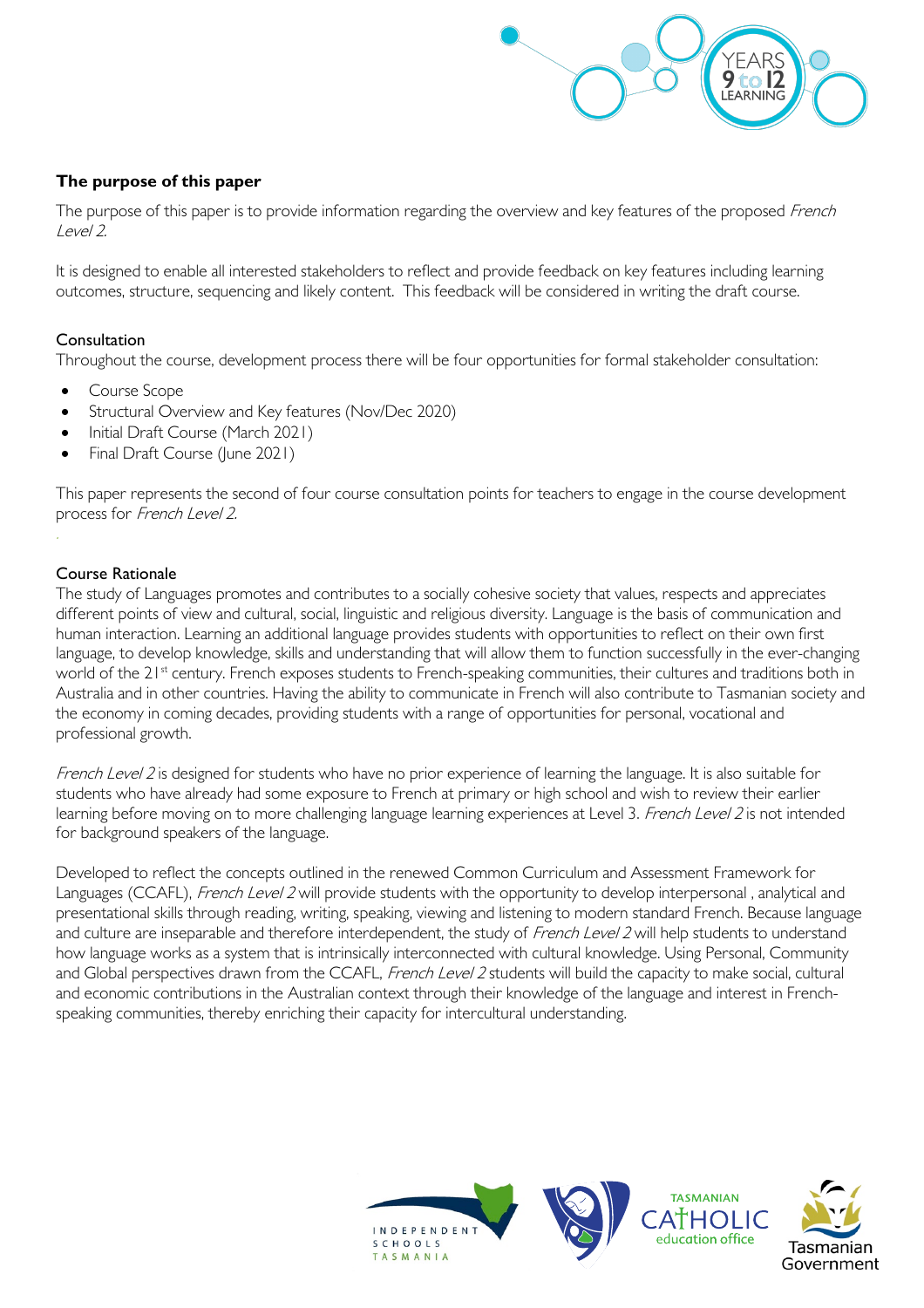## The purpose of this paper

The purpose of this paper is to provide information regarding the overview and key features of the proposed *French Level 2*.

It is designed to enable all interested stakeholders to reflect and provide feedback on key features including learning outcomes, structure, sequencing and likely content. This feedback will be considered in writing the draft course.

### Consultation

Throughout the course, development process there will be four opportunities for formal stakeholder consultation:

- Course Scope
- Structural Overview and Key features (Nov/Dec 2020)
- Initial Draft Course (March 2021)
- Final Draft Course (June 2021)

This paper represents the second of four course consultation points for teachers to engage in the course development process for *French Level 2.*

### Course Rationale

The study of Languages promotes and contributes to a socially cohesive society that values, respects and appreciates different points of view and cultural, social, linguistic and religious diversity. Language is the basis of communication and human interaction. Learning an additional language provides students with opportunities to reflect on their own first language, to develop knowledge, skills and understanding that will allow them to function successfully in the ever-changing world of the 21st century. French exposes students to French-speaking communities, their cultures and traditions both in Australia and in other countries. Having the ability to communicate in French will also contribute to Tasmanian society and the economy in coming decades, providing students with a range of opportunities for personal, vocational and professional growth.

*French Level 2* is designed for students who have no prior experience of learning the language. It is also suitable for students who have already had some exposure to French at primary or high school and wish to review their earlier learning before moving on to more challenging language learning experiences at Level 3. *French Level 2* is not intended for background speakers of the language.

Developed to reflect the concepts outlined in the renewed Common Curriculum and Assessment Framework for Languages (CCAFL), *French Level 2* will provide students with the opportunity to develop interpersonal , analytical and presentational skills through reading, writing, speaking, viewing and listening to modern standard French. Because language and culture are inseparable and therefore interdependent, the study of *French Level 2* will help students to understand how language works as a system that is intrinsically interconnected with cultural knowledge. Using Personal, Community and Global perspectives drawn from the CCAFL, *French Level 2* students will build the capacity to make social, cultural and economic contributions in the Australian context through their knowledge of the language and interest in French-speaking communities, thereby enriching their capacity for intercultural understanding.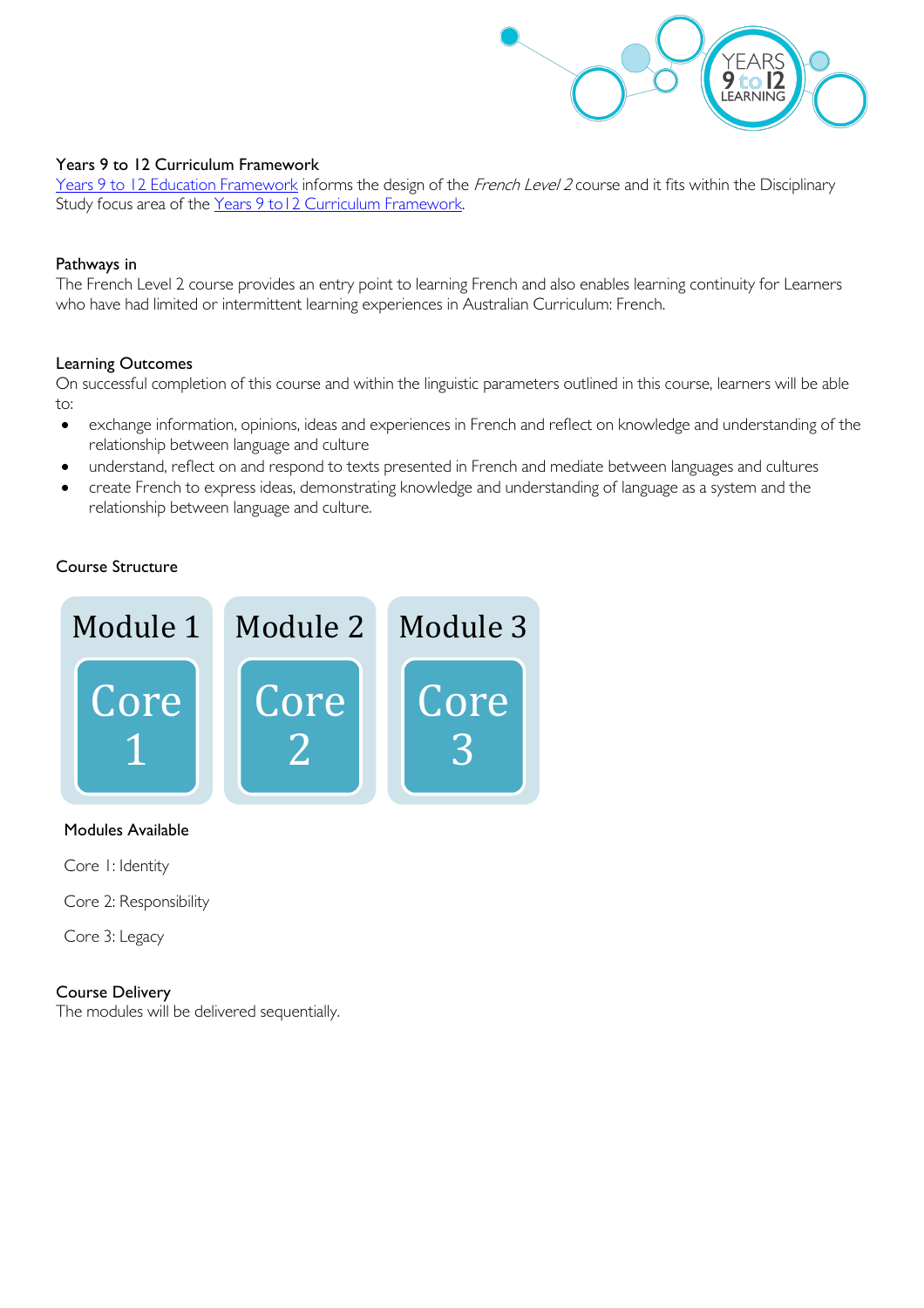## Years 9 to 12 Curriculum Framework

Years 9 to 12 Education Framework informs the design of the *French Level 2* course and it fits within the Disciplinary Study focus area of the Years 9 to12 Curriculum Framework.

## Pathways in

The French Level 2 course provides an entry point to learning French and also enables learning continuity for Learners who have had limited or intermittent learning experiences in Australian Curriculum: French.

## Learning Outcomes

On successful completion of this course and within the linguistic parameters outlined in this course, learners will be able to:

- exchange information, opinions, ideas and experiences in French and reflect on knowledge and understanding of the relationship between language and culture
- understand, reflect on and respond to texts presented in French and mediate between languages and cultures
- create French to express ideas, demonstrating knowledge and understanding of language as a system and the relationship between language and culture.

## Course Structure

| Module 1 | Module 2 | Module 3 |
|---|---|---|
| Core 1 | Core 2 | Core 3 |

### Modules Available

Core 1: Identity

Core 2: Responsibility

Core 3: Legacy

## Course Delivery

The modules will be delivered sequentially.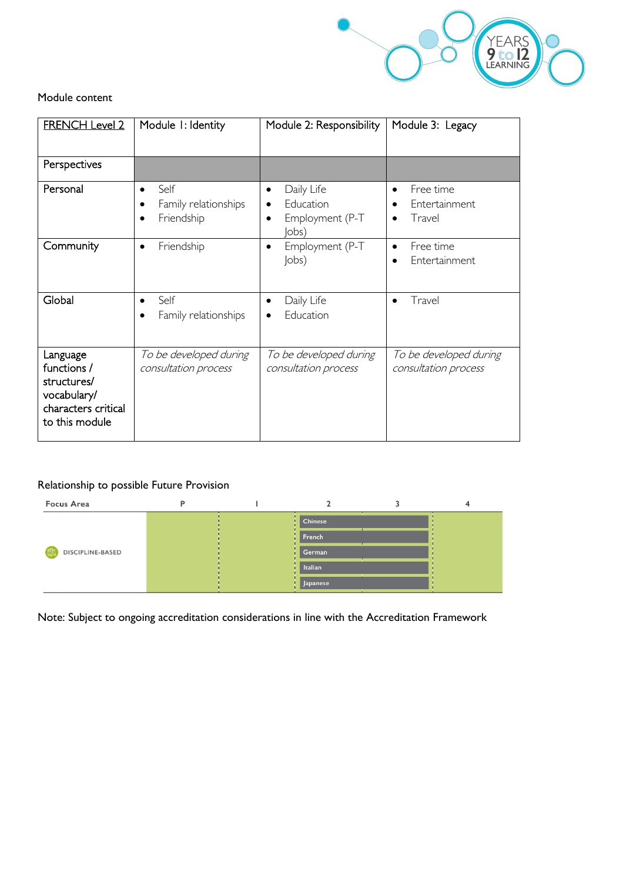Module content

| FRENCH Level 2 | Module 1: Identity | Module 2: Responsibility | Module 3: Legacy |
|---|---|---|---|
| Perspectives | | | |
| Personal | • Self<br>• Family relationships<br>• Friendship | • Daily Life<br>• Education<br>• Employment (P-T Jobs) | • Free time<br>• Entertainment<br>• Travel |
| Community | • Friendship | • Employment (P-T Jobs) | • Free time<br>• Entertainment |
| Global | • Self<br>• Family relationships | • Daily Life<br>• Education | • Travel |
| Language functions / structures/ vocabulary/ characters critical to this module | *To be developed during consultation process* | *To be developed during consultation process* | *To be developed during consultation process* |

Relationship to possible Future Provision

Focus Area
P
I
2
3
4
DISCIPLINE-BASED
Chinese
French
German
Italian
Japanese

Note: Subject to ongoing accreditation considerations in line with the Accreditation Framework